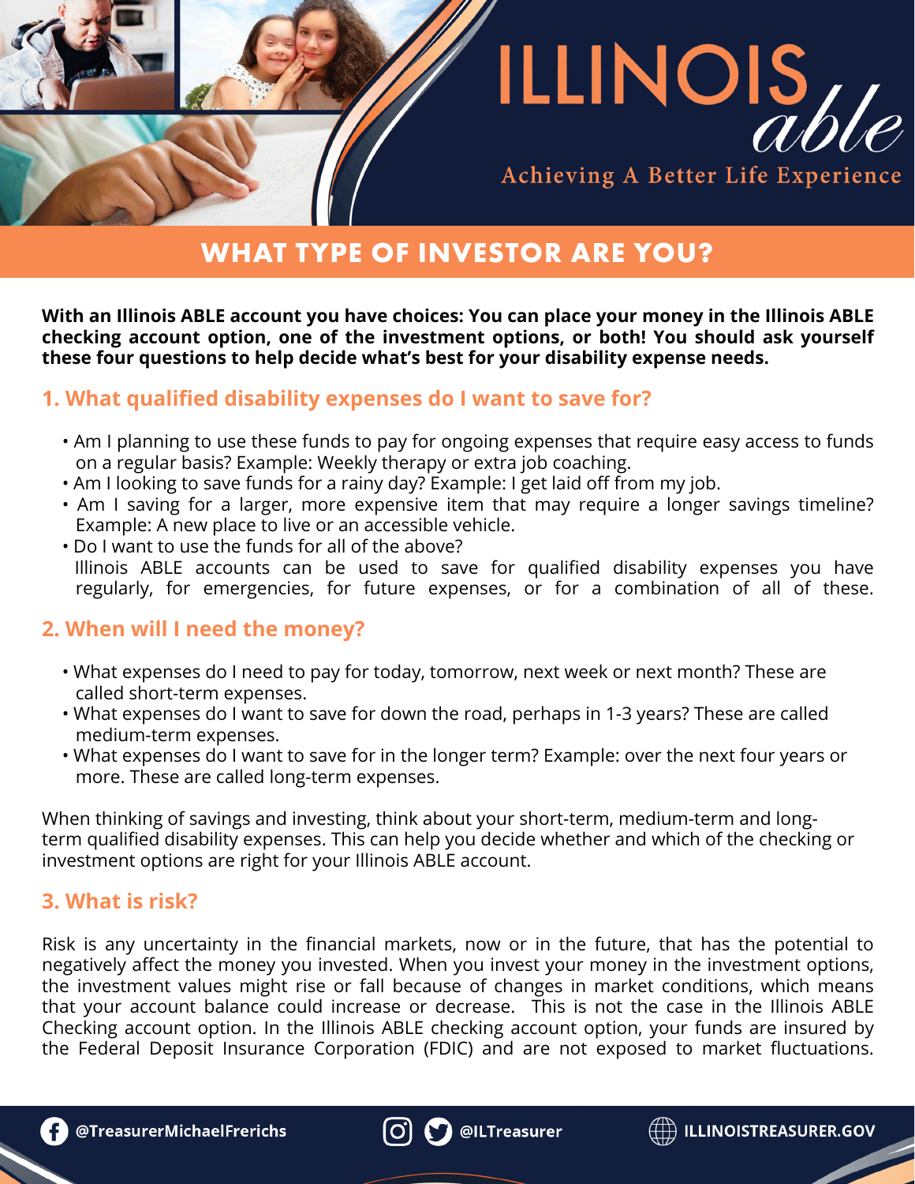# ILLINOIS *able*

Achieving A Better Life Experience

## WHAT TYPE OF INVESTOR ARE YOU?

**With an Illinois ABLE account you have choices: You can place your money in the Illinois ABLE checking account option, one of the investment options, or both! You should ask yourself these four questions to help decide what's best for your disability expense needs.**

### 1. What qualified disability expenses do I want to save for?

- Am I planning to use these funds to pay for ongoing expenses that require easy access to funds on a regular basis? Example: Weekly therapy or extra job coaching.
- Am I looking to save funds for a rainy day? Example: I get laid off from my job.
- Am I saving for a larger, more expensive item that may require a longer savings timeline? Example: A new place to live or an accessible vehicle.
- Do I want to use the funds for all of the above?
  Illinois ABLE accounts can be used to save for qualified disability expenses you have regularly, for emergencies, for future expenses, or for a combination of all of these.

### 2. When will I need the money?

- What expenses do I need to pay for today, tomorrow, next week or next month? These are called short-term expenses.
- What expenses do I want to save for down the road, perhaps in 1-3 years? These are called medium-term expenses.
- What expenses do I want to save for in the longer term? Example: over the next four years or more. These are called long-term expenses.

When thinking of savings and investing, think about your short-term, medium-term and long-term qualified disability expenses. This can help you decide whether and which of the checking or investment options are right for your Illinois ABLE account.

### 3. What is risk?

Risk is any uncertainty in the financial markets, now or in the future, that has the potential to negatively affect the money you invested. When you invest your money in the investment options, the investment values might rise or fall because of changes in market conditions, which means that your account balance could increase or decrease. This is not the case in the Illinois ABLE Checking account option. In the Illinois ABLE checking account option, your funds are insured by the Federal Deposit Insurance Corporation (FDIC) and are not exposed to market fluctuations.

@TreasurerMichaelFrerichs @ILTreasurer ILLINOISTREASURER.GOV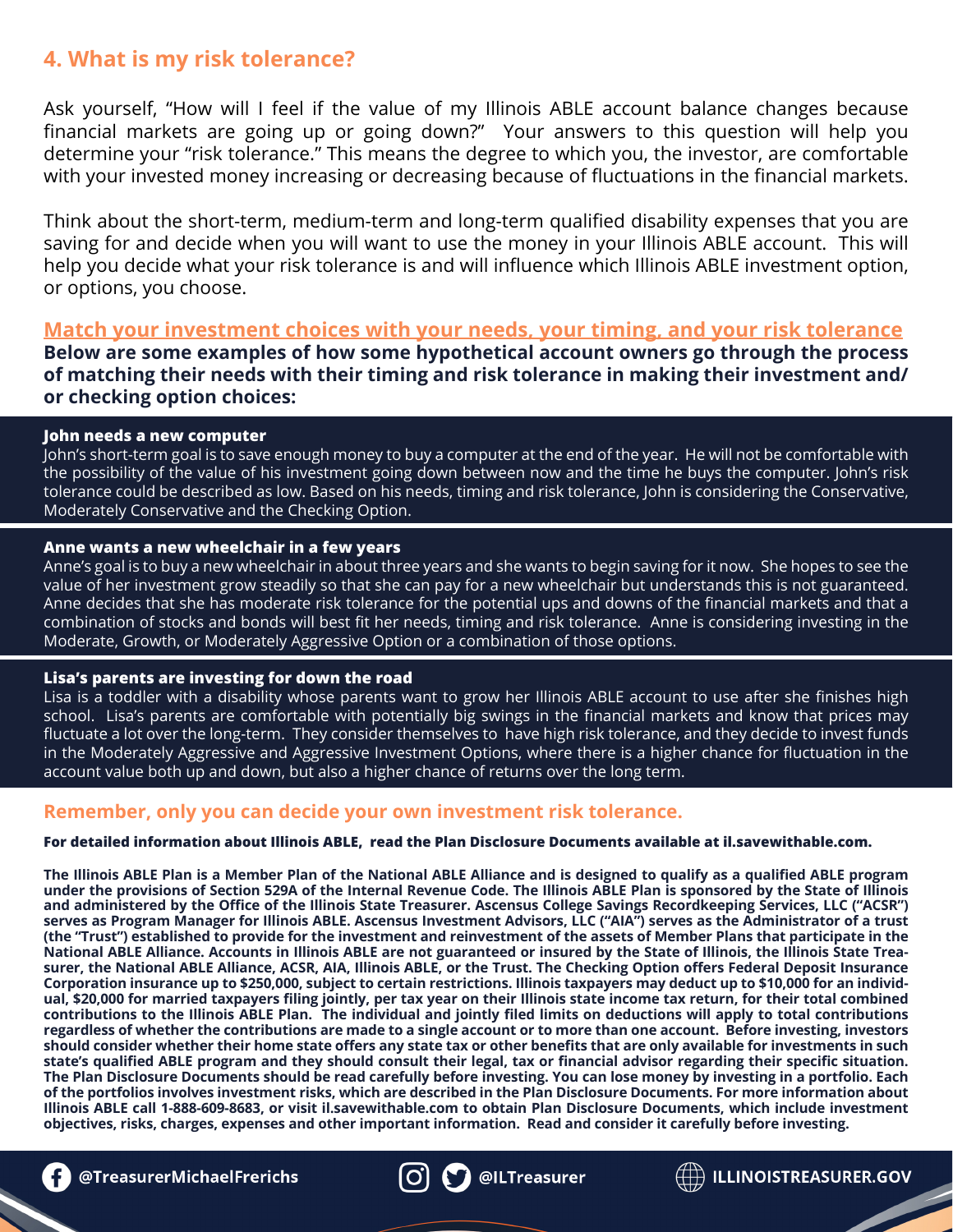## 4. What is my risk tolerance?

Ask yourself, "How will I feel if the value of my Illinois ABLE account balance changes because financial markets are going up or going down?" Your answers to this question will help you determine your "risk tolerance." This means the degree to which you, the investor, are comfortable with your invested money increasing or decreasing because of fluctuations in the financial markets.

Think about the short-term, medium-term and long-term qualified disability expenses that you are saving for and decide when you will want to use the money in your Illinois ABLE account. This will help you decide what your risk tolerance is and will influence which Illinois ABLE investment option, or options, you choose.

**Match your investment choices with your needs, your timing, and your risk tolerance**

**Below are some examples of how some hypothetical account owners go through the process of matching their needs with their timing and risk tolerance in making their investment and/or checking option choices:**

**John needs a new computer**

John's short-term goal is to save enough money to buy a computer at the end of the year. He will not be comfortable with the possibility of the value of his investment going down between now and the time he buys the computer. John's risk tolerance could be described as low. Based on his needs, timing and risk tolerance, John is considering the Conservative, Moderately Conservative and the Checking Option.

**Anne wants a new wheelchair in a few years**

Anne's goal is to buy a new wheelchair in about three years and she wants to begin saving for it now. She hopes to see the value of her investment grow steadily so that she can pay for a new wheelchair but understands this is not guaranteed. Anne decides that she has moderate risk tolerance for the potential ups and downs of the financial markets and that a combination of stocks and bonds will best fit her needs, timing and risk tolerance. Anne is considering investing in the Moderate, Growth, or Moderately Aggressive Option or a combination of those options.

**Lisa's parents are investing for down the road**

Lisa is a toddler with a disability whose parents want to grow her Illinois ABLE account to use after she finishes high school. Lisa's parents are comfortable with potentially big swings in the financial markets and know that prices may fluctuate a lot over the long-term. They consider themselves to have high risk tolerance, and they decide to invest funds in the Moderately Aggressive and Aggressive Investment Options, where there is a higher chance for fluctuation in the account value both up and down, but also a higher chance of returns over the long term.

### Remember, only you can decide your own investment risk tolerance.

**For detailed information about Illinois ABLE, read the Plan Disclosure Documents available at il.savewithable.com.**

**The Illinois ABLE Plan is a Member Plan of the National ABLE Alliance and is designed to qualify as a qualified ABLE program under the provisions of Section 529A of the Internal Revenue Code. The Illinois ABLE Plan is sponsored by the State of Illinois and administered by the Office of the Illinois State Treasurer. Ascensus College Savings Recordkeeping Services, LLC ("ACSR") serves as Program Manager for Illinois ABLE. Ascensus Investment Advisors, LLC ("AIA") serves as the Administrator of a trust (the "Trust") established to provide for the investment and reinvestment of the assets of Member Plans that participate in the National ABLE Alliance. Accounts in Illinois ABLE are not guaranteed or insured by the State of Illinois, the Illinois State Treasurer, the National ABLE Alliance, ACSR, AIA, Illinois ABLE, or the Trust. The Checking Option offers Federal Deposit Insurance Corporation insurance up to $250,000, subject to certain restrictions. Illinois taxpayers may deduct up to $10,000 for an individual, $20,000 for married taxpayers filing jointly, per tax year on their Illinois state income tax return, for their total combined contributions to the Illinois ABLE Plan. The individual and jointly filed limits on deductions will apply to total contributions regardless of whether the contributions are made to a single account or to more than one account. Before investing, investors should consider whether their home state offers any state tax or other benefits that are only available for investments in such state's qualified ABLE program and they should consult their legal, tax or financial advisor regarding their specific situation. The Plan Disclosure Documents should be read carefully before investing. You can lose money by investing in a portfolio. Each of the portfolios involves investment risks, which are described in the Plan Disclosure Documents. For more information about Illinois ABLE call 1-888-609-8683, or visit il.savewithable.com to obtain Plan Disclosure Documents, which include investment objectives, risks, charges, expenses and other important information. Read and consider it carefully before investing.**

@TreasurerMichaelFrerichs @ILTreasurer ILLINOISTREASURER.GOV